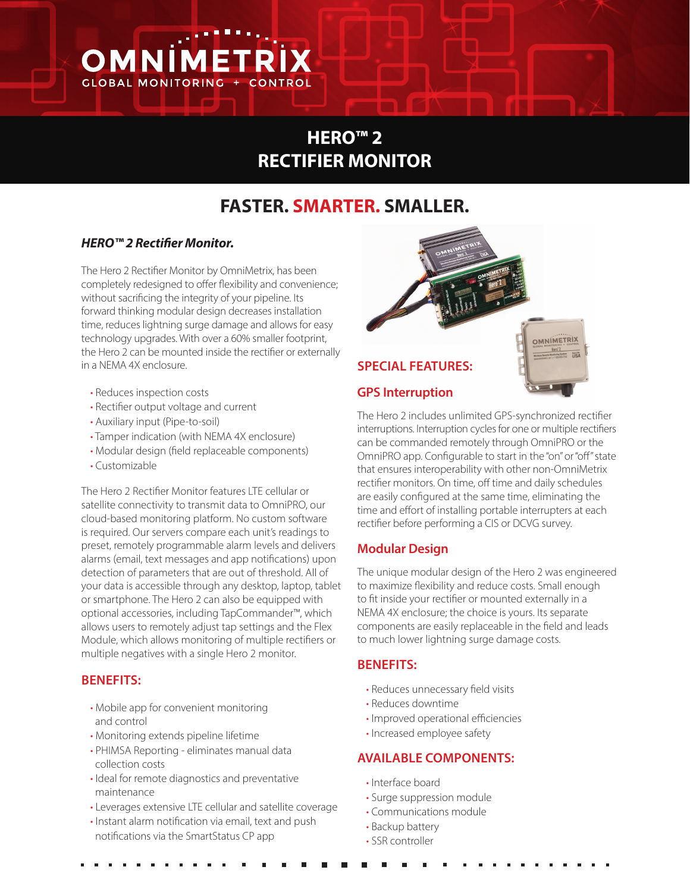# OMNIMETRIX

GLOBAL MONITORING + CONTROL

# HERO™ 2 RECTIFIER MONITOR

## FASTER. SMARTER. SMALLER.

### *HERO™ 2 Rectifier Monitor.*

The Hero 2 Rectifier Monitor by OmniMetrix, has been completely redesigned to offer flexibility and convenience; without sacrificing the integrity of your pipeline. Its forward thinking modular design decreases installation time, reduces lightning surge damage and allows for easy technology upgrades. With over a 60% smaller footprint, the Hero 2 can be mounted inside the rectifier or externally in a NEMA 4X enclosure.

- Reduces inspection costs
- Rectifier output voltage and current
- Auxiliary input (Pipe-to-soil)
- Tamper indication (with NEMA 4X enclosure)
- Modular design (field replaceable components)
- Customizable

The Hero 2 Rectifier Monitor features LTE cellular or satellite connectivity to transmit data to OmniPRO, our cloud-based monitoring platform. No custom software is required. Our servers compare each unit's readings to preset, remotely programmable alarm levels and delivers alarms (email, text messages and app notifications) upon detection of parameters that are out of threshold. All of your data is accessible through any desktop, laptop, tablet or smartphone. The Hero 2 can also be equipped with optional accessories, including TapCommander™, which allows users to remotely adjust tap settings and the Flex Module, which allows monitoring of multiple rectifiers or multiple negatives with a single Hero 2 monitor.

### BENEFITS:

- Mobile app for convenient monitoring and control
- Monitoring extends pipeline lifetime
- PHIMSA Reporting - eliminates manual data collection costs
- Ideal for remote diagnostics and preventative maintenance
- Leverages extensive LTE cellular and satellite coverage
- Instant alarm notification via email, text and push notifications via the SmartStatus CP app

### SPECIAL FEATURES:

#### GPS Interruption

The Hero 2 includes unlimited GPS-synchronized rectifier interruptions. Interruption cycles for one or multiple rectifiers can be commanded remotely through OmniPRO or the OmniPRO app. Configurable to start in the "on" or "off" state that ensures interoperability with other non-OmniMetrix rectifier monitors. On time, off time and daily schedules are easily configured at the same time, eliminating the time and effort of installing portable interrupters at each rectifier before performing a CIS or DCVG survey.

#### Modular Design

The unique modular design of the Hero 2 was engineered to maximize flexibility and reduce costs. Small enough to fit inside your rectifier or mounted externally in a NEMA 4X enclosure; the choice is yours. Its separate components are easily replaceable in the field and leads to much lower lightning surge damage costs.

### BENEFITS:

- Reduces unnecessary field visits
- Reduces downtime
- Improved operational efficiencies
- Increased employee safety

### AVAILABLE COMPONENTS:

- Interface board
- Surge suppression module
- Communications module
- Backup battery
- SSR controller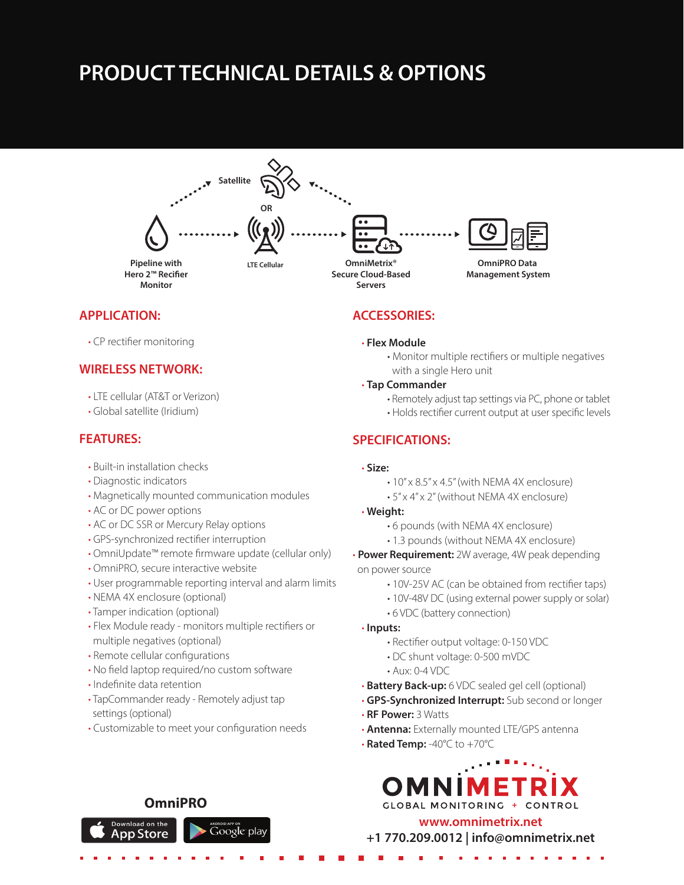# PRODUCT TECHNICAL DETAILS & OPTIONS

Satellite

OR

Pipeline with Hero 2™ Recifier Monitor

LTE Cellular

OmniMetrix® Secure Cloud-Based Servers

OmniPRO Data Management System

## APPLICATION:

- CP rectifier monitoring

## WIRELESS NETWORK:

- LTE cellular (AT&T or Verizon)
- Global satellite (Iridium)

## FEATURES:

- Built-in installation checks
- Diagnostic indicators
- Magnetically mounted communication modules
- AC or DC power options
- AC or DC SSR or Mercury Relay options
- GPS-synchronized rectifier interruption
- OmniUpdate™ remote firmware update (cellular only)
- OmniPRO, secure interactive website
- User programmable reporting interval and alarm limits
- NEMA 4X enclosure (optional)
- Tamper indication (optional)
- Flex Module ready - monitors multiple rectifiers or multiple negatives (optional)
- Remote cellular configurations
- No field laptop required/no custom software
- Indefinite data retention
- TapCommander ready - Remotely adjust tap settings (optional)
- Customizable to meet your configuration needs

## ACCESSORIES:

- **Flex Module**
  - Monitor multiple rectifiers or multiple negatives with a single Hero unit
- **Tap Commander**
  - Remotely adjust tap settings via PC, phone or tablet
  - Holds rectifier current output at user specific levels

## SPECIFICATIONS:

- **Size:**
  - 10" x 8.5" x 4.5" (with NEMA 4X enclosure)
  - 5" x 4" x 2" (without NEMA 4X enclosure)
- **Weight:**
  - 6 pounds (with NEMA 4X enclosure)
  - 1.3 pounds (without NEMA 4X enclosure)
- **Power Requirement:** 2W average, 4W peak depending on power source
  - 10V-25V AC (can be obtained from rectifier taps)
  - 10V-48V DC (using external power supply or solar)
  - 6 VDC (battery connection)
- **Inputs:**
  - Rectifier output voltage: 0-150 VDC
  - DC shunt voltage: 0-500 mVDC
  - Aux: 0-4 VDC
- **Battery Back-up:** 6 VDC sealed gel cell (optional)
- **GPS-Synchronized Interrupt:** Sub second or longer
- **RF Power:** 3 Watts
- **Antenna:** Externally mounted LTE/GPS antenna
- **Rated Temp:** -40°C to +70°C

**OmniPRO**

Download on the App Store | Android App on Google play

OMNIMETRIX
GLOBAL MONITORING + CONTROL

www.omnimetrix.net

+1 770.209.0012 | info@omnimetrix.net